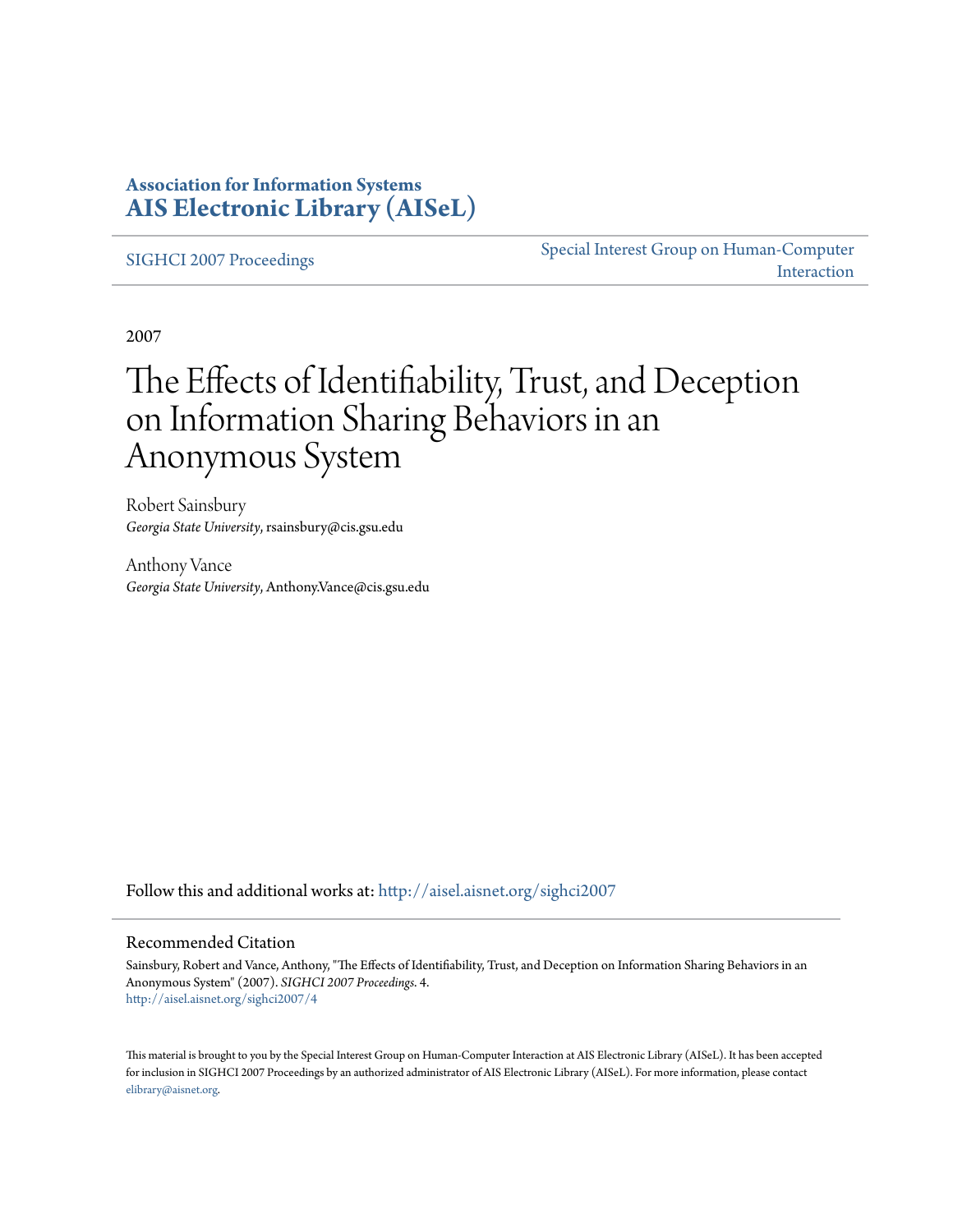**Association for Information Systems**
**[AIS Electronic Library (AISeL)](http://aisel.aisnet.org)**

SIGHCI 2007 Proceedings | Special Interest Group on Human-Computer Interaction

2007

# The Effects of Identifiability, Trust, and Deception on Information Sharing Behaviors in an Anonymous System

Robert Sainsbury
*Georgia State University*, rsainsbury@cis.gsu.edu

Anthony Vance
*Georgia State University*, Anthony.Vance@cis.gsu.edu

Follow this and additional works at: http://aisel.aisnet.org/sighci2007

## Recommended Citation

Sainsbury, Robert and Vance, Anthony, "The Effects of Identifiability, Trust, and Deception on Information Sharing Behaviors in an Anonymous System" (2007). *SIGHCI 2007 Proceedings*. 4.
http://aisel.aisnet.org/sighci2007/4

This material is brought to you by the Special Interest Group on Human-Computer Interaction at AIS Electronic Library (AISeL). It has been accepted for inclusion in SIGHCI 2007 Proceedings by an authorized administrator of AIS Electronic Library (AISeL). For more information, please contact elibrary@aisnet.org.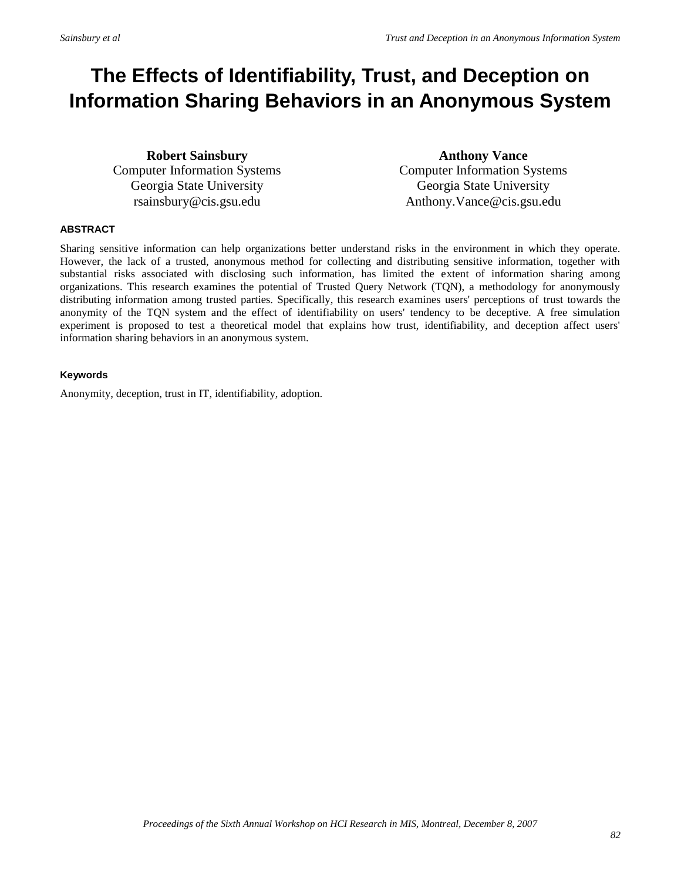# The Effects of Identifiability, Trust, and Deception on Information Sharing Behaviors in an Anonymous System

**Robert Sainsbury**
Computer Information Systems
Georgia State University
rsainsbury@cis.gsu.edu

**Anthony Vance**
Computer Information Systems
Georgia State University
Anthony.Vance@cis.gsu.edu

## ABSTRACT

Sharing sensitive information can help organizations better understand risks in the environment in which they operate. However, the lack of a trusted, anonymous method for collecting and distributing sensitive information, together with substantial risks associated with disclosing such information, has limited the extent of information sharing among organizations. This research examines the potential of Trusted Query Network (TQN), a methodology for anonymously distributing information among trusted parties. Specifically, this research examines users' perceptions of trust towards the anonymity of the TQN system and the effect of identifiability on users' tendency to be deceptive. A free simulation experiment is proposed to test a theoretical model that explains how trust, identifiability, and deception affect users' information sharing behaviors in an anonymous system.

### Keywords

Anonymity, deception, trust in IT, identifiability, adoption.